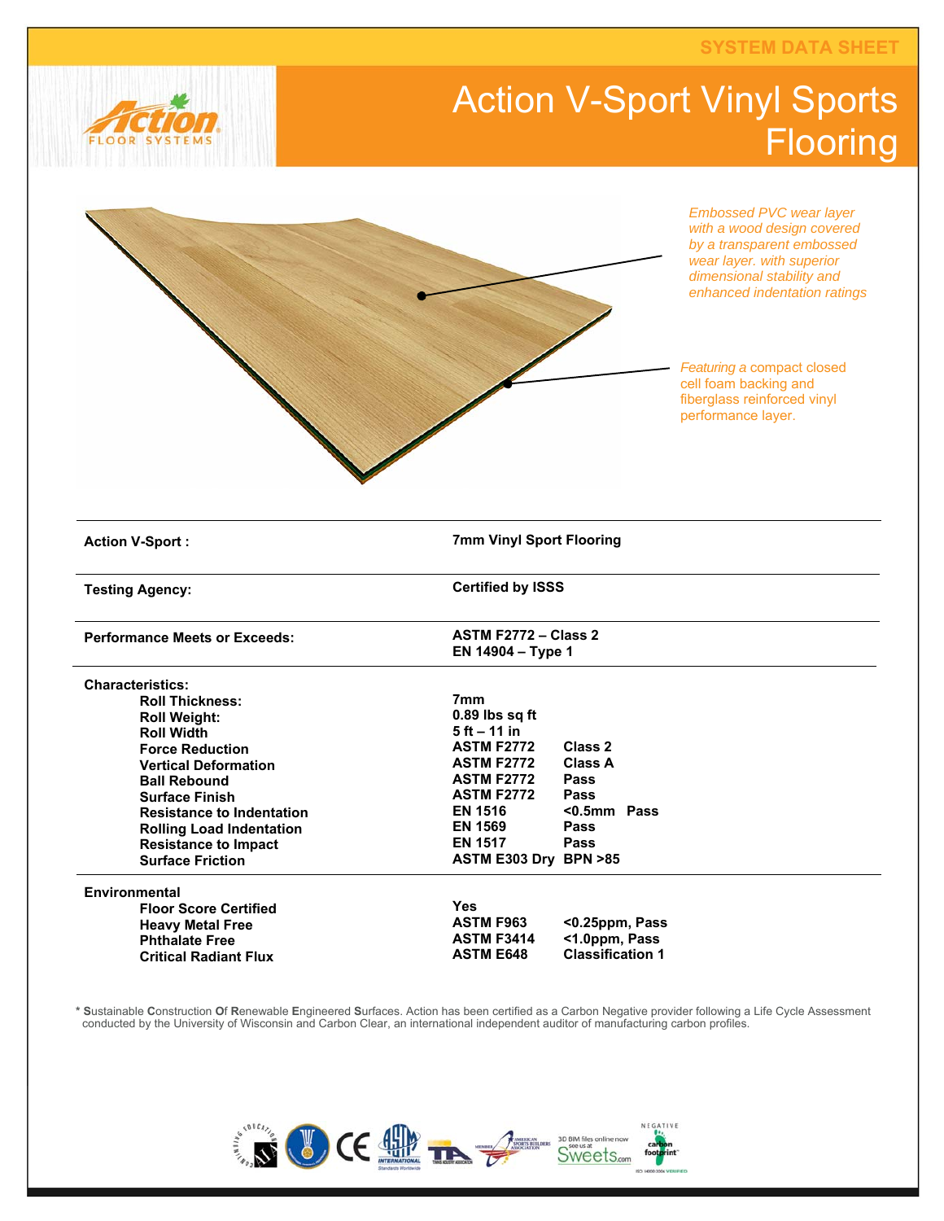SYSTEM DATA SHEET

# Action V-Sport Vinyl Sports Flooring

*Embossed PVC wear layer with a wood design covered by a transparent embossed wear layer. with superior dimensional stability and enhanced indentation ratings*

*Featuring a* compact closed cell foam backing and fiberglass reinforced vinyl performance layer.

| | | |
|---|---|---|
| **Action V-Sport :** | **7mm Vinyl Sport Flooring** | |
| **Testing Agency:** | **Certified by ISSS** | |
| **Performance Meets or Exceeds:** | **ASTM F2772 – Class 2**<br>**EN 14904 – Type 1** | |
| **Characteristics:** | | |
| **Roll Thickness:** | **7mm** | |
| **Roll Weight:** | **0.89 lbs sq ft** | |
| **Roll Width** | **5 ft – 11 in** | |
| **Force Reduction** | **ASTM F2772** | **Class 2** |
| **Vertical Deformation** | **ASTM F2772** | **Class A** |
| **Ball Rebound** | **ASTM F2772** | **Pass** |
| **Surface Finish** | **ASTM F2772** | **Pass** |
| **Resistance to Indentation** | **EN 1516** | **<0.5mm Pass** |
| **Rolling Load Indentation** | **EN 1569** | **Pass** |
| **Resistance to Impact** | **EN 1517** | **Pass** |
| **Surface Friction** | **ASTM E303 Dry** | **BPN >85** |
| **Environmental** | | |
| **Floor Score Certified** | **Yes** | |
| **Heavy Metal Free** | **ASTM F963** | **<0.25ppm, Pass** |
| **Phthalate Free** | **ASTM F3414** | **<1.0ppm, Pass** |
| **Critical Radiant Flux** | **ASTM E648** | **Classification 1** |

\* **S**ustainable **C**onstruction **O**f **R**enewable **E**ngineered **S**urfaces. Action has been certified as a Carbon Negative provider following a Life Cycle Assessment conducted by the University of Wisconsin and Carbon Clear, an international independent auditor of manufacturing carbon profiles.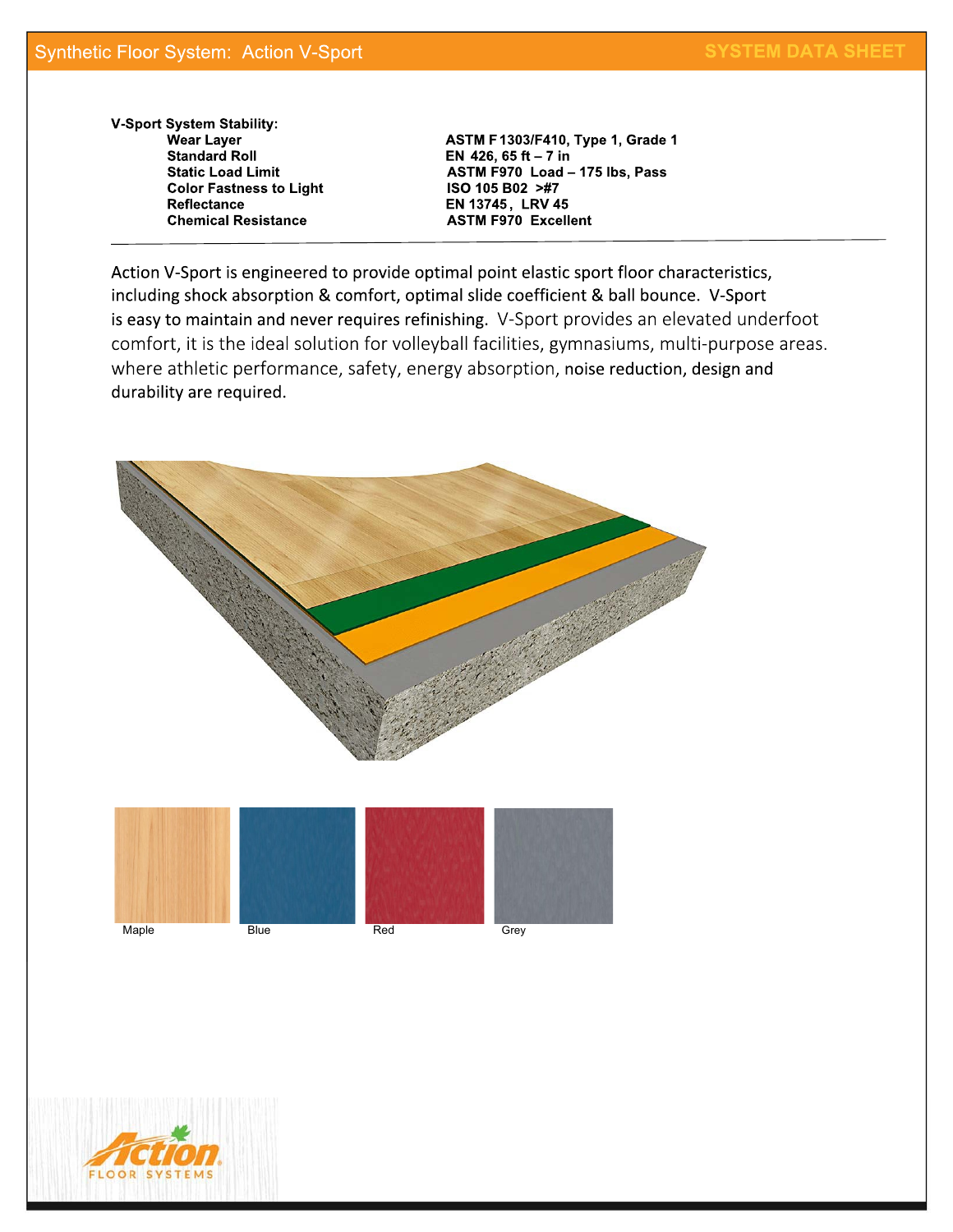Synthetic Floor System: Action V-Sport

SYSTEM DATA SHEET

**V-Sport System Stability:**

| | |
|---|---|
| **Wear Layer** | **ASTM F 1303/F410, Type 1, Grade 1** |
| **Standard Roll** | **EN 426, 65 ft – 7 in** |
| **Static Load Limit** | **ASTM F970 Load – 175 lbs, Pass** |
| **Color Fastness to Light** | **ISO 105 B02 >#7** |
| **Reflectance** | **EN 13745, LRV 45** |
| **Chemical Resistance** | **ASTM F970 Excellent** |

Action V-Sport is engineered to provide optimal point elastic sport floor characteristics, including shock absorption & comfort, optimal slide coefficient & ball bounce. V-Sport is easy to maintain and never requires refinishing. V-Sport provides an elevated underfoot comfort, it is the ideal solution for volleyball facilities, gymnasiums, multi-purpose areas. where athletic performance, safety, energy absorption, noise reduction, design and durability are required.

Maple

Blue

Red

Grey

Action FLOOR SYSTEMS